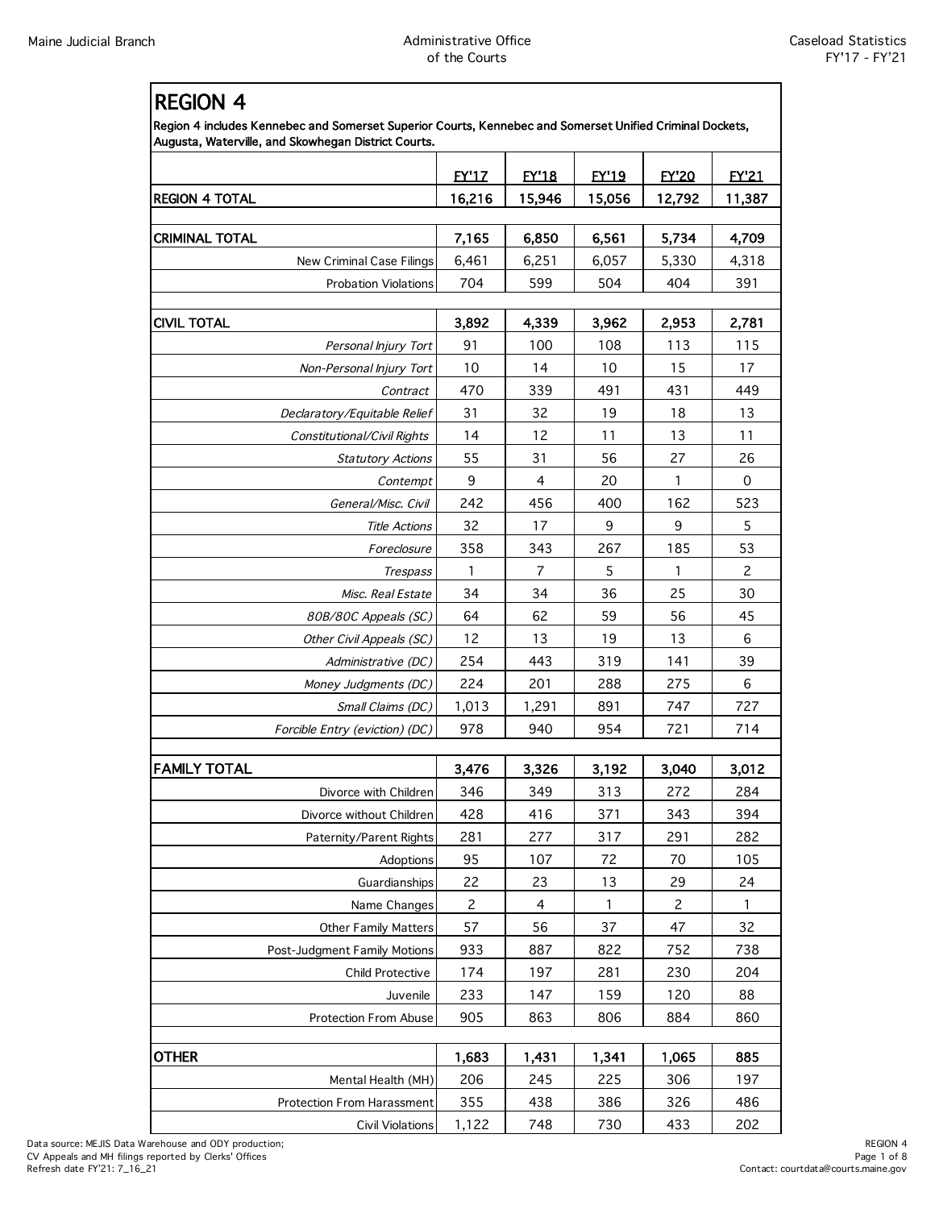## REGION 4

**Region 4 includes Kennebec and Somerset Superior Courts, Kennebec and Somerset Unified Criminal Dockets, Augusta, Waterville, and Skowhegan District Courts.**

| | FY'17 | FY'18 | FY'19 | FY'20 | FY'21 |
|---|---|---|---|---|---|
| **REGION 4 TOTAL** | **16,216** | **15,946** | **15,056** | **12,792** | **11,387** |
| | | | | | |
| **CRIMINAL TOTAL** | **7,165** | **6,850** | **6,561** | **5,734** | **4,709** |
| New Criminal Case Filings | 6,461 | 6,251 | 6,057 | 5,330 | 4,318 |
| Probation Violations | 704 | 599 | 504 | 404 | 391 |
| | | | | | |
| **CIVIL TOTAL** | **3,892** | **4,339** | **3,962** | **2,953** | **2,781** |
| *Personal Injury Tort* | 91 | 100 | 108 | 113 | 115 |
| *Non-Personal Injury Tort* | 10 | 14 | 10 | 15 | 17 |
| *Contract* | 470 | 339 | 491 | 431 | 449 |
| *Declaratory/Equitable Relief* | 31 | 32 | 19 | 18 | 13 |
| *Constitutional/Civil Rights* | 14 | 12 | 11 | 13 | 11 |
| *Statutory Actions* | 55 | 31 | 56 | 27 | 26 |
| *Contempt* | 9 | 4 | 20 | 1 | 0 |
| *General/Misc. Civil* | 242 | 456 | 400 | 162 | 523 |
| *Title Actions* | 32 | 17 | 9 | 9 | 5 |
| *Foreclosure* | 358 | 343 | 267 | 185 | 53 |
| *Trespass* | 1 | 7 | 5 | 1 | 2 |
| *Misc. Real Estate* | 34 | 34 | 36 | 25 | 30 |
| *80B/80C Appeals (SC)* | 64 | 62 | 59 | 56 | 45 |
| *Other Civil Appeals (SC)* | 12 | 13 | 19 | 13 | 6 |
| *Administrative (DC)* | 254 | 443 | 319 | 141 | 39 |
| *Money Judgments (DC)* | 224 | 201 | 288 | 275 | 6 |
| *Small Claims (DC)* | 1,013 | 1,291 | 891 | 747 | 727 |
| *Forcible Entry (eviction) (DC)* | 978 | 940 | 954 | 721 | 714 |
| | | | | | |
| **FAMILY TOTAL** | **3,476** | **3,326** | **3,192** | **3,040** | **3,012** |
| Divorce with Children | 346 | 349 | 313 | 272 | 284 |
| Divorce without Children | 428 | 416 | 371 | 343 | 394 |
| Paternity/Parent Rights | 281 | 277 | 317 | 291 | 282 |
| Adoptions | 95 | 107 | 72 | 70 | 105 |
| Guardianships | 22 | 23 | 13 | 29 | 24 |
| Name Changes | 2 | 4 | 1 | 2 | 1 |
| Other Family Matters | 57 | 56 | 37 | 47 | 32 |
| Post-Judgment Family Motions | 933 | 887 | 822 | 752 | 738 |
| Child Protective | 174 | 197 | 281 | 230 | 204 |
| Juvenile | 233 | 147 | 159 | 120 | 88 |
| Protection From Abuse | 905 | 863 | 806 | 884 | 860 |
| | | | | | |
| **OTHER** | **1,683** | **1,431** | **1,341** | **1,065** | **885** |
| Mental Health (MH) | 206 | 245 | 225 | 306 | 197 |
| Protection From Harassment | 355 | 438 | 386 | 326 | 486 |
| Civil Violations | 1,122 | 748 | 730 | 433 | 202 |

Data source: MEJIS Data Warehouse and ODY production;
CV Appeals and MH filings reported by Clerks' Offices
Refresh date FY'21: 7_16_21

Contact: courtdata@courts.maine.gov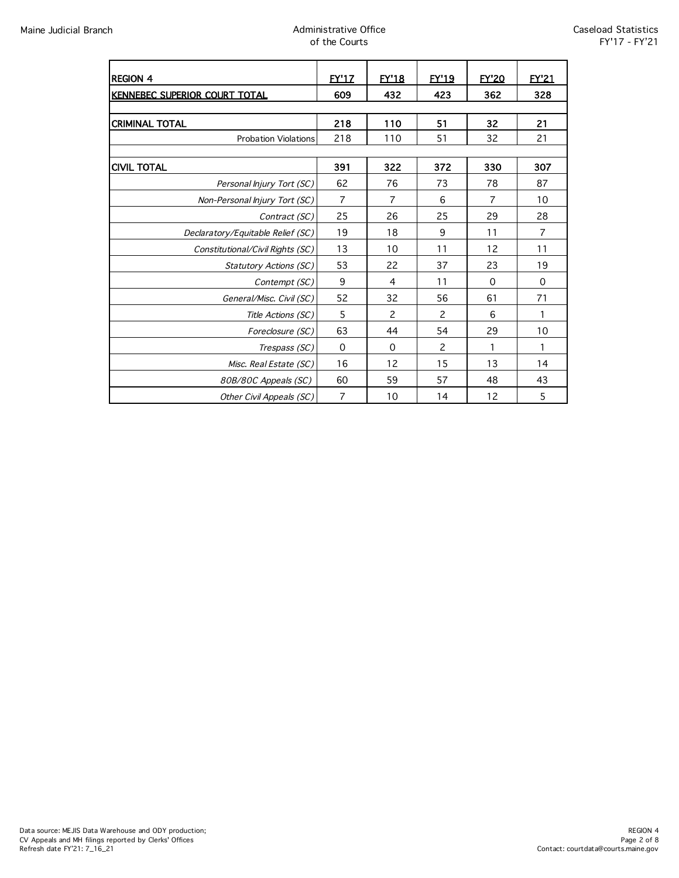| REGION 4 | FY'17 | FY'18 | FY'19 | FY'20 | FY'21 |
|---|---|---|---|---|---|
| **KENNEBEC SUPERIOR COURT TOTAL** | **609** | **432** | **423** | **362** | **328** |
| | | | | | |
| **CRIMINAL TOTAL** | **218** | **110** | **51** | **32** | **21** |
| Probation Violations | 218 | 110 | 51 | 32 | 21 |
| | | | | | |
| **CIVIL TOTAL** | **391** | **322** | **372** | **330** | **307** |
| *Personal Injury Tort (SC)* | 62 | 76 | 73 | 78 | 87 |
| *Non-Personal Injury Tort (SC)* | 7 | 7 | 6 | 7 | 10 |
| *Contract (SC)* | 25 | 26 | 25 | 29 | 28 |
| *Declaratory/Equitable Relief (SC)* | 19 | 18 | 9 | 11 | 7 |
| *Constitutional/Civil Rights (SC)* | 13 | 10 | 11 | 12 | 11 |
| *Statutory Actions (SC)* | 53 | 22 | 37 | 23 | 19 |
| *Contempt (SC)* | 9 | 4 | 11 | 0 | 0 |
| *General/Misc. Civil (SC)* | 52 | 32 | 56 | 61 | 71 |
| *Title Actions (SC)* | 5 | 2 | 2 | 6 | 1 |
| *Foreclosure (SC)* | 63 | 44 | 54 | 29 | 10 |
| *Trespass (SC)* | 0 | 0 | 2 | 1 | 1 |
| *Misc. Real Estate (SC)* | 16 | 12 | 15 | 13 | 14 |
| *80B/80C Appeals (SC)* | 60 | 59 | 57 | 48 | 43 |
| *Other Civil Appeals (SC)* | 7 | 10 | 14 | 12 | 5 |

Data source: MEJIS Data Warehouse and ODY production;
CV Appeals and MH filings reported by Clerks' Offices
Refresh date FY'21: 7_16_21

Contact: courtdata@courts.maine.gov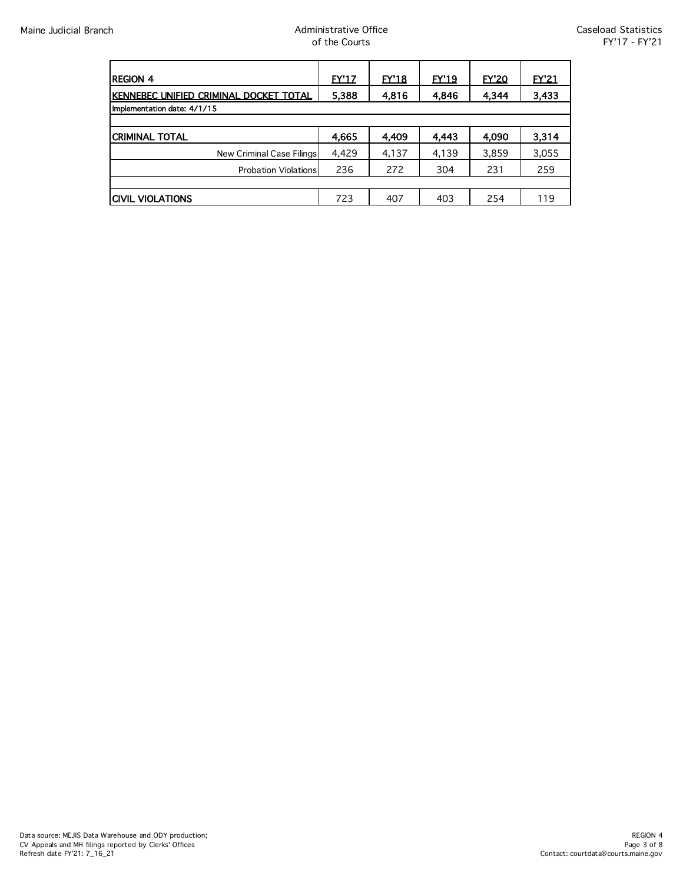| REGION 4 | FY'17 | FY'18 | FY'19 | FY'20 | FY'21 |
|---|---|---|---|---|---|
| KENNEBEC UNIFIED CRIMINAL DOCKET TOTAL | 5,388 | 4,816 | 4,846 | 4,344 | 3,433 |
| Implementation date: 4/1/15 | | | | | |
| | | | | | |
| CRIMINAL TOTAL | 4,665 | 4,409 | 4,443 | 4,090 | 3,314 |
| New Criminal Case Filings | 4,429 | 4,137 | 4,139 | 3,859 | 3,055 |
| Probation Violations | 236 | 272 | 304 | 231 | 259 |
| | | | | | |
| CIVIL VIOLATIONS | 723 | 407 | 403 | 254 | 119 |

Data source: MEJIS Data Warehouse and ODY production;
CV Appeals and MH filings reported by Clerks' Offices
Refresh date FY'21: 7_16_21

Contact: courtdata@courts.maine.gov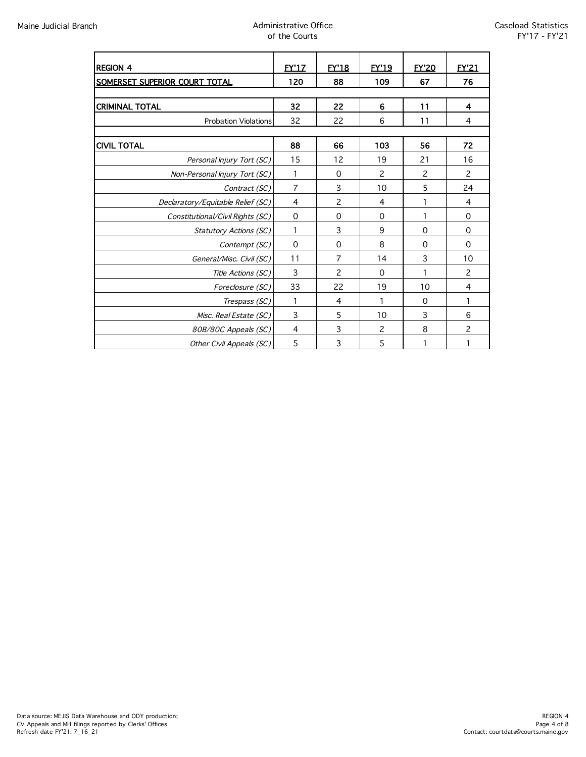| REGION 4 | FY'17 | FY'18 | FY'19 | FY'20 | FY'21 |
|---|---|---|---|---|---|
| **SOMERSET SUPERIOR COURT TOTAL** | **120** | **88** | **109** | **67** | **76** |
| | | | | | |
| **CRIMINAL TOTAL** | **32** | **22** | **6** | **11** | **4** |
| Probation Violations | 32 | 22 | 6 | 11 | 4 |
| | | | | | |
| **CIVIL TOTAL** | **88** | **66** | **103** | **56** | **72** |
| *Personal Injury Tort (SC)* | 15 | 12 | 19 | 21 | 16 |
| *Non-Personal Injury Tort (SC)* | 1 | 0 | 2 | 2 | 2 |
| *Contract (SC)* | 7 | 3 | 10 | 5 | 24 |
| *Declaratory/Equitable Relief (SC)* | 4 | 2 | 4 | 1 | 4 |
| *Constitutional/Civil Rights (SC)* | 0 | 0 | 0 | 1 | 0 |
| *Statutory Actions (SC)* | 1 | 3 | 9 | 0 | 0 |
| *Contempt (SC)* | 0 | 0 | 8 | 0 | 0 |
| *General/Misc. Civil (SC)* | 11 | 7 | 14 | 3 | 10 |
| *Title Actions (SC)* | 3 | 2 | 0 | 1 | 2 |
| *Foreclosure (SC)* | 33 | 22 | 19 | 10 | 4 |
| *Trespass (SC)* | 1 | 4 | 1 | 0 | 1 |
| *Misc. Real Estate (SC)* | 3 | 5 | 10 | 3 | 6 |
| *80B/80C Appeals (SC)* | 4 | 3 | 2 | 8 | 2 |
| *Other Civil Appeals (SC)* | 5 | 3 | 5 | 1 | 1 |

Data source: MEJIS Data Warehouse and ODY production;
CV Appeals and MH filings reported by Clerks' Offices
Refresh date FY'21: 7_16_21

Contact: courtdata@courts.maine.gov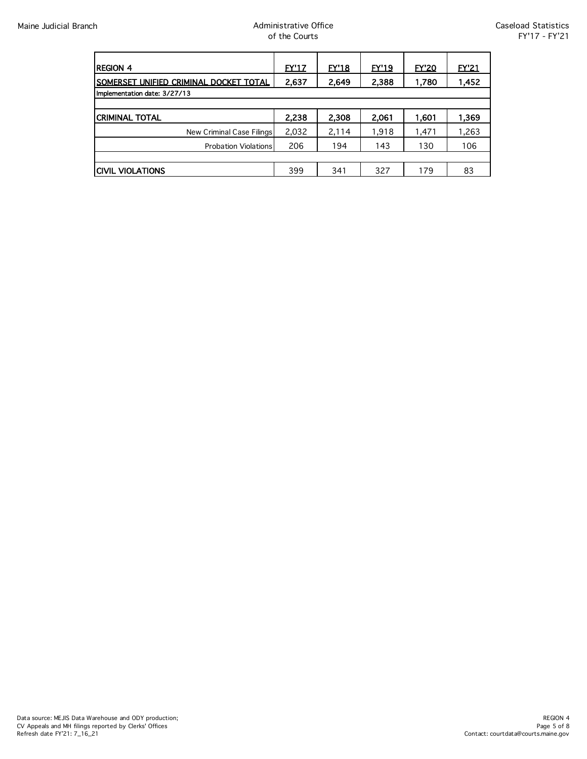| REGION 4 | FY'17 | FY'18 | FY'19 | FY'20 | FY'21 |
|---|---|---|---|---|---|
| **SOMERSET UNIFIED CRIMINAL DOCKET TOTAL** | **2,637** | **2,649** | **2,388** | **1,780** | **1,452** |
| Implementation date: 3/27/13 | | | | | |
| | | | | | |
| **CRIMINAL TOTAL** | **2,238** | **2,308** | **2,061** | **1,601** | **1,369** |
| New Criminal Case Filings | 2,032 | 2,114 | 1,918 | 1,471 | 1,263 |
| Probation Violations | 206 | 194 | 143 | 130 | 106 |
| | | | | | |
| **CIVIL VIOLATIONS** | 399 | 341 | 327 | 179 | 83 |

Data source: MEJIS Data Warehouse and ODY production;
CV Appeals and MH filings reported by Clerks' Offices
Refresh date FY'21: 7_16_21

Contact: courtdata@courts.maine.gov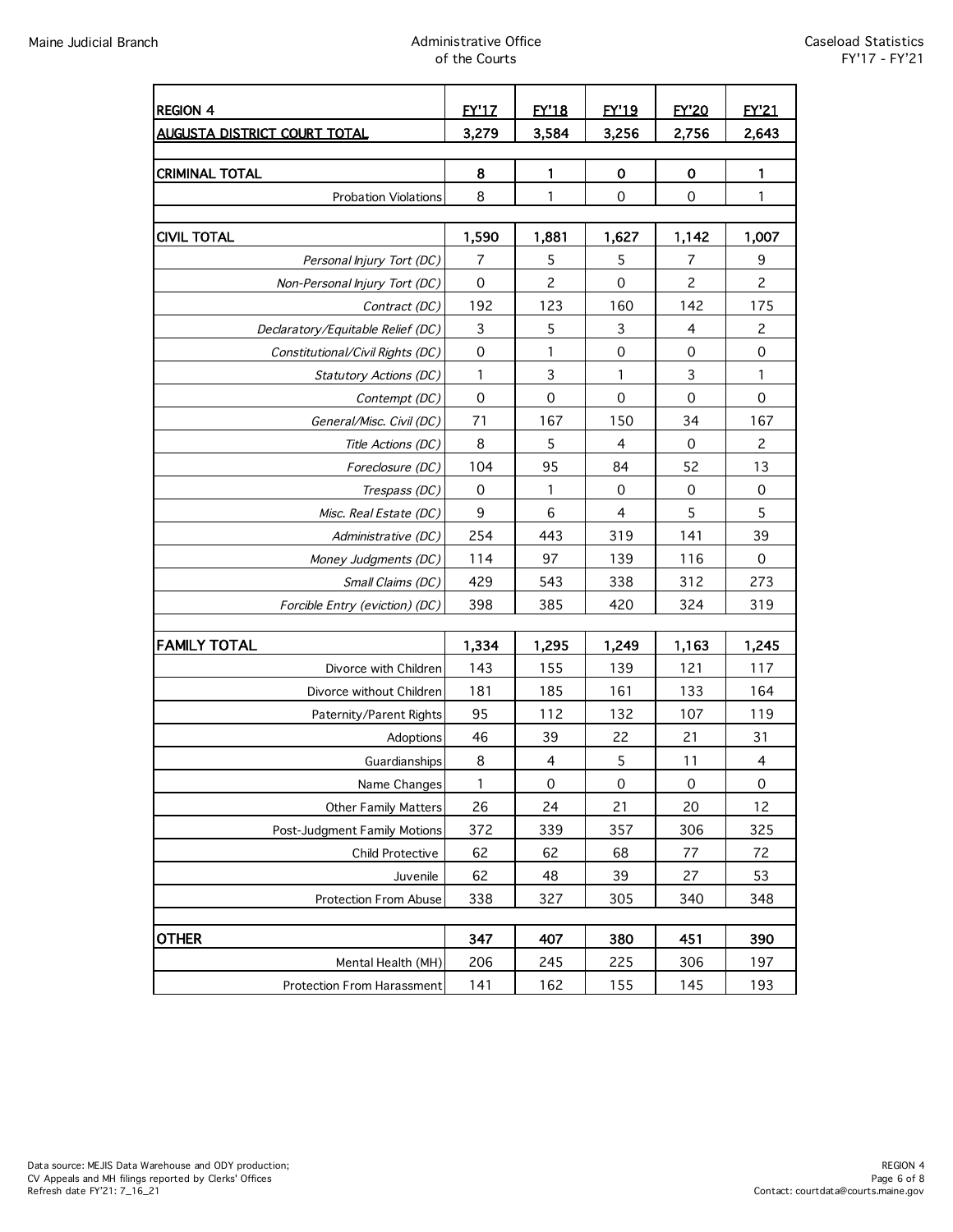| REGION 4 | FY'17 | FY'18 | FY'19 | FY'20 | FY'21 |
|---|---|---|---|---|---|
| **AUGUSTA DISTRICT COURT TOTAL** | **3,279** | **3,584** | **3,256** | **2,756** | **2,643** |
| | | | | | |
| **CRIMINAL TOTAL** | **8** | **1** | **0** | **0** | **1** |
| Probation Violations | 8 | 1 | 0 | 0 | 1 |
| | | | | | |
| **CIVIL TOTAL** | **1,590** | **1,881** | **1,627** | **1,142** | **1,007** |
| *Personal Injury Tort (DC)* | 7 | 5 | 5 | 7 | 9 |
| *Non-Personal Injury Tort (DC)* | 0 | 2 | 0 | 2 | 2 |
| *Contract (DC)* | 192 | 123 | 160 | 142 | 175 |
| *Declaratory/Equitable Relief (DC)* | 3 | 5 | 3 | 4 | 2 |
| *Constitutional/Civil Rights (DC)* | 0 | 1 | 0 | 0 | 0 |
| *Statutory Actions (DC)* | 1 | 3 | 1 | 3 | 1 |
| *Contempt (DC)* | 0 | 0 | 0 | 0 | 0 |
| *General/Misc. Civil (DC)* | 71 | 167 | 150 | 34 | 167 |
| *Title Actions (DC)* | 8 | 5 | 4 | 0 | 2 |
| *Foreclosure (DC)* | 104 | 95 | 84 | 52 | 13 |
| *Trespass (DC)* | 0 | 1 | 0 | 0 | 0 |
| *Misc. Real Estate (DC)* | 9 | 6 | 4 | 5 | 5 |
| *Administrative (DC)* | 254 | 443 | 319 | 141 | 39 |
| *Money Judgments (DC)* | 114 | 97 | 139 | 116 | 0 |
| *Small Claims (DC)* | 429 | 543 | 338 | 312 | 273 |
| *Forcible Entry (eviction) (DC)* | 398 | 385 | 420 | 324 | 319 |
| | | | | | |
| **FAMILY TOTAL** | **1,334** | **1,295** | **1,249** | **1,163** | **1,245** |
| Divorce with Children | 143 | 155 | 139 | 121 | 117 |
| Divorce without Children | 181 | 185 | 161 | 133 | 164 |
| Paternity/Parent Rights | 95 | 112 | 132 | 107 | 119 |
| Adoptions | 46 | 39 | 22 | 21 | 31 |
| Guardianships | 8 | 4 | 5 | 11 | 4 |
| Name Changes | 1 | 0 | 0 | 0 | 0 |
| Other Family Matters | 26 | 24 | 21 | 20 | 12 |
| Post-Judgment Family Motions | 372 | 339 | 357 | 306 | 325 |
| Child Protective | 62 | 62 | 68 | 77 | 72 |
| Juvenile | 62 | 48 | 39 | 27 | 53 |
| Protection From Abuse | 338 | 327 | 305 | 340 | 348 |
| | | | | | |
| **OTHER** | **347** | **407** | **380** | **451** | **390** |
| Mental Health (MH) | 206 | 245 | 225 | 306 | 197 |
| Protection From Harassment | 141 | 162 | 155 | 145 | 193 |

Data source: MEJIS Data Warehouse and ODY production;
CV Appeals and MH filings reported by Clerks' Offices
Refresh date FY'21: 7_16_21

Contact: courtdata@courts.maine.gov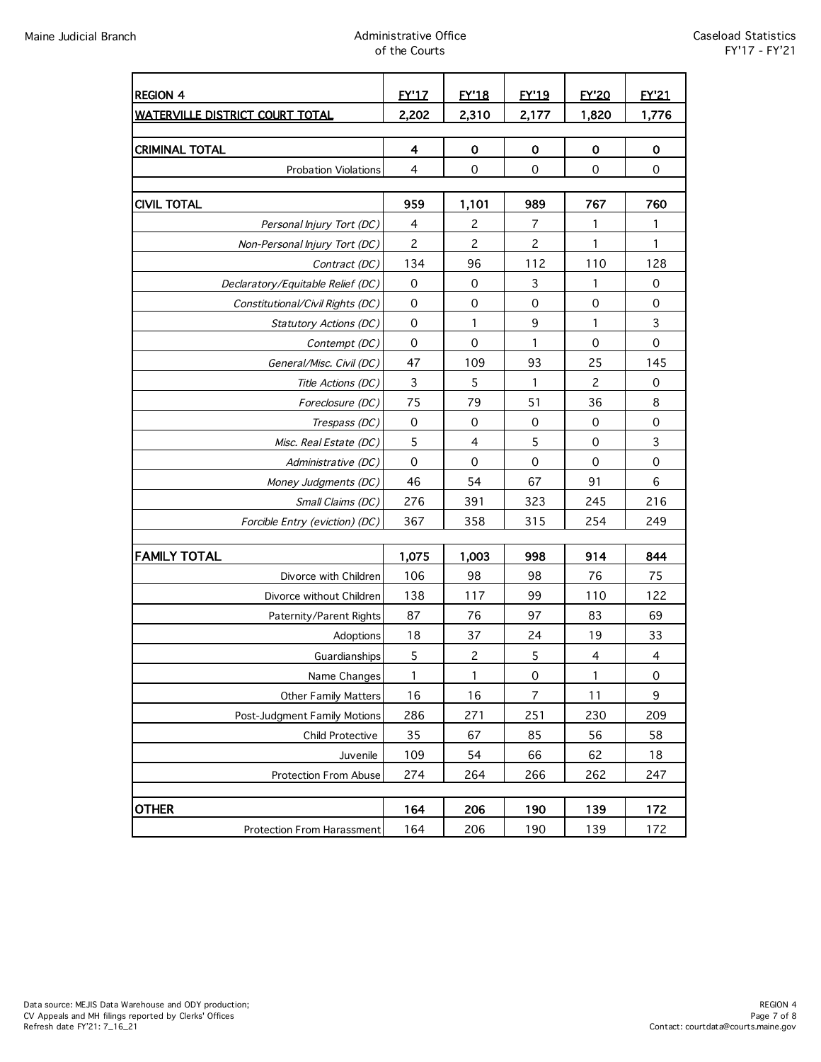| REGION 4 | FY'17 | FY'18 | FY'19 | FY'20 | FY'21 |
|---|---|---|---|---|---|
| **WATERVILLE DISTRICT COURT TOTAL** | **2,202** | **2,310** | **2,177** | **1,820** | **1,776** |
| | | | | | |
| **CRIMINAL TOTAL** | **4** | **0** | **0** | **0** | **0** |
| Probation Violations | 4 | 0 | 0 | 0 | 0 |
| | | | | | |
| **CIVIL TOTAL** | **959** | **1,101** | **989** | **767** | **760** |
| *Personal Injury Tort (DC)* | 4 | 2 | 7 | 1 | 1 |
| *Non-Personal Injury Tort (DC)* | 2 | 2 | 2 | 1 | 1 |
| *Contract (DC)* | 134 | 96 | 112 | 110 | 128 |
| *Declaratory/Equitable Relief (DC)* | 0 | 0 | 3 | 1 | 0 |
| *Constitutional/Civil Rights (DC)* | 0 | 0 | 0 | 0 | 0 |
| *Statutory Actions (DC)* | 0 | 1 | 9 | 1 | 3 |
| *Contempt (DC)* | 0 | 0 | 1 | 0 | 0 |
| *General/Misc. Civil (DC)* | 47 | 109 | 93 | 25 | 145 |
| *Title Actions (DC)* | 3 | 5 | 1 | 2 | 0 |
| *Foreclosure (DC)* | 75 | 79 | 51 | 36 | 8 |
| *Trespass (DC)* | 0 | 0 | 0 | 0 | 0 |
| *Misc. Real Estate (DC)* | 5 | 4 | 5 | 0 | 3 |
| *Administrative (DC)* | 0 | 0 | 0 | 0 | 0 |
| *Money Judgments (DC)* | 46 | 54 | 67 | 91 | 6 |
| *Small Claims (DC)* | 276 | 391 | 323 | 245 | 216 |
| *Forcible Entry (eviction) (DC)* | 367 | 358 | 315 | 254 | 249 |
| | | | | | |
| **FAMILY TOTAL** | **1,075** | **1,003** | **998** | **914** | **844** |
| Divorce with Children | 106 | 98 | 98 | 76 | 75 |
| Divorce without Children | 138 | 117 | 99 | 110 | 122 |
| Paternity/Parent Rights | 87 | 76 | 97 | 83 | 69 |
| Adoptions | 18 | 37 | 24 | 19 | 33 |
| Guardianships | 5 | 2 | 5 | 4 | 4 |
| Name Changes | 1 | 1 | 0 | 1 | 0 |
| Other Family Matters | 16 | 16 | 7 | 11 | 9 |
| Post-Judgment Family Motions | 286 | 271 | 251 | 230 | 209 |
| Child Protective | 35 | 67 | 85 | 56 | 58 |
| Juvenile | 109 | 54 | 66 | 62 | 18 |
| Protection From Abuse | 274 | 264 | 266 | 262 | 247 |
| | | | | | |
| **OTHER** | **164** | **206** | **190** | **139** | **172** |
| Protection From Harassment | 164 | 206 | 190 | 139 | 172 |

Data source: MEJIS Data Warehouse and ODY production;
CV Appeals and MH filings reported by Clerks' Offices
Refresh date FY'21: 7_16_21

Contact: courtdata@courts.maine.gov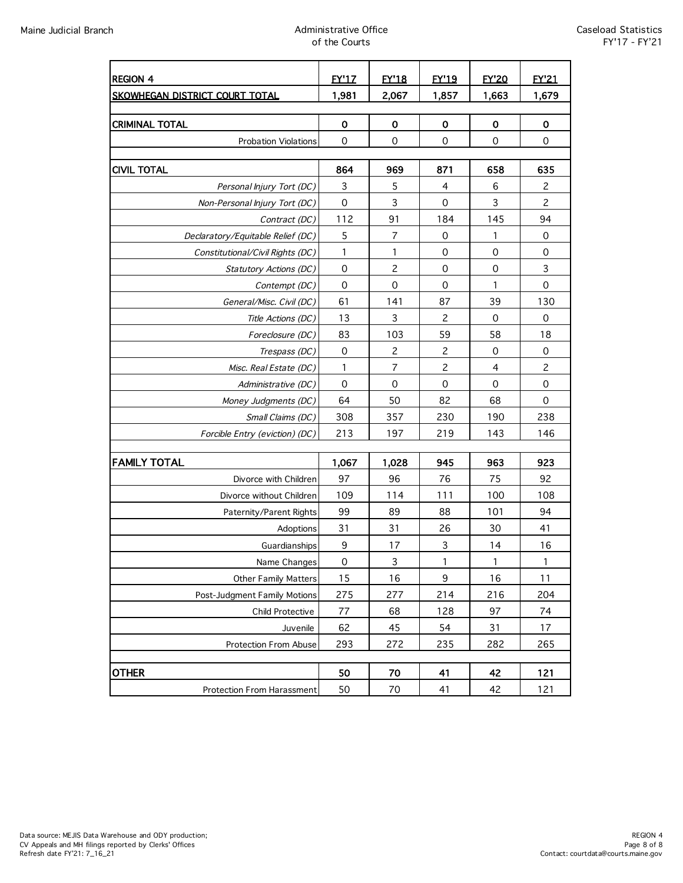| REGION 4 | FY'17 | FY'18 | FY'19 | FY'20 | FY'21 |
|---|---|---|---|---|---|
| **SKOWHEGAN DISTRICT COURT TOTAL** | **1,981** | **2,067** | **1,857** | **1,663** | **1,679** |
| | | | | | |
| **CRIMINAL TOTAL** | **0** | **0** | **0** | **0** | **0** |
| Probation Violations | 0 | 0 | 0 | 0 | 0 |
| | | | | | |
| **CIVIL TOTAL** | **864** | **969** | **871** | **658** | **635** |
| *Personal Injury Tort (DC)* | 3 | 5 | 4 | 6 | 2 |
| *Non-Personal Injury Tort (DC)* | 0 | 3 | 0 | 3 | 2 |
| *Contract (DC)* | 112 | 91 | 184 | 145 | 94 |
| *Declaratory/Equitable Relief (DC)* | 5 | 7 | 0 | 1 | 0 |
| *Constitutional/Civil Rights (DC)* | 1 | 1 | 0 | 0 | 0 |
| *Statutory Actions (DC)* | 0 | 2 | 0 | 0 | 3 |
| *Contempt (DC)* | 0 | 0 | 0 | 1 | 0 |
| *General/Misc. Civil (DC)* | 61 | 141 | 87 | 39 | 130 |
| *Title Actions (DC)* | 13 | 3 | 2 | 0 | 0 |
| *Foreclosure (DC)* | 83 | 103 | 59 | 58 | 18 |
| *Trespass (DC)* | 0 | 2 | 2 | 0 | 0 |
| *Misc. Real Estate (DC)* | 1 | 7 | 2 | 4 | 2 |
| *Administrative (DC)* | 0 | 0 | 0 | 0 | 0 |
| *Money Judgments (DC)* | 64 | 50 | 82 | 68 | 0 |
| *Small Claims (DC)* | 308 | 357 | 230 | 190 | 238 |
| *Forcible Entry (eviction) (DC)* | 213 | 197 | 219 | 143 | 146 |
| | | | | | |
| **FAMILY TOTAL** | **1,067** | **1,028** | **945** | **963** | **923** |
| Divorce with Children | 97 | 96 | 76 | 75 | 92 |
| Divorce without Children | 109 | 114 | 111 | 100 | 108 |
| Paternity/Parent Rights | 99 | 89 | 88 | 101 | 94 |
| Adoptions | 31 | 31 | 26 | 30 | 41 |
| Guardianships | 9 | 17 | 3 | 14 | 16 |
| Name Changes | 0 | 3 | 1 | 1 | 1 |
| Other Family Matters | 15 | 16 | 9 | 16 | 11 |
| Post-Judgment Family Motions | 275 | 277 | 214 | 216 | 204 |
| Child Protective | 77 | 68 | 128 | 97 | 74 |
| Juvenile | 62 | 45 | 54 | 31 | 17 |
| Protection From Abuse | 293 | 272 | 235 | 282 | 265 |
| | | | | | |
| **OTHER** | **50** | **70** | **41** | **42** | **121** |
| Protection From Harassment | 50 | 70 | 41 | 42 | 121 |

Data source: MEJIS Data Warehouse and ODY production;
CV Appeals and MH filings reported by Clerks' Offices
Refresh date FY'21: 7_16_21

Contact: courtdata@courts.maine.gov